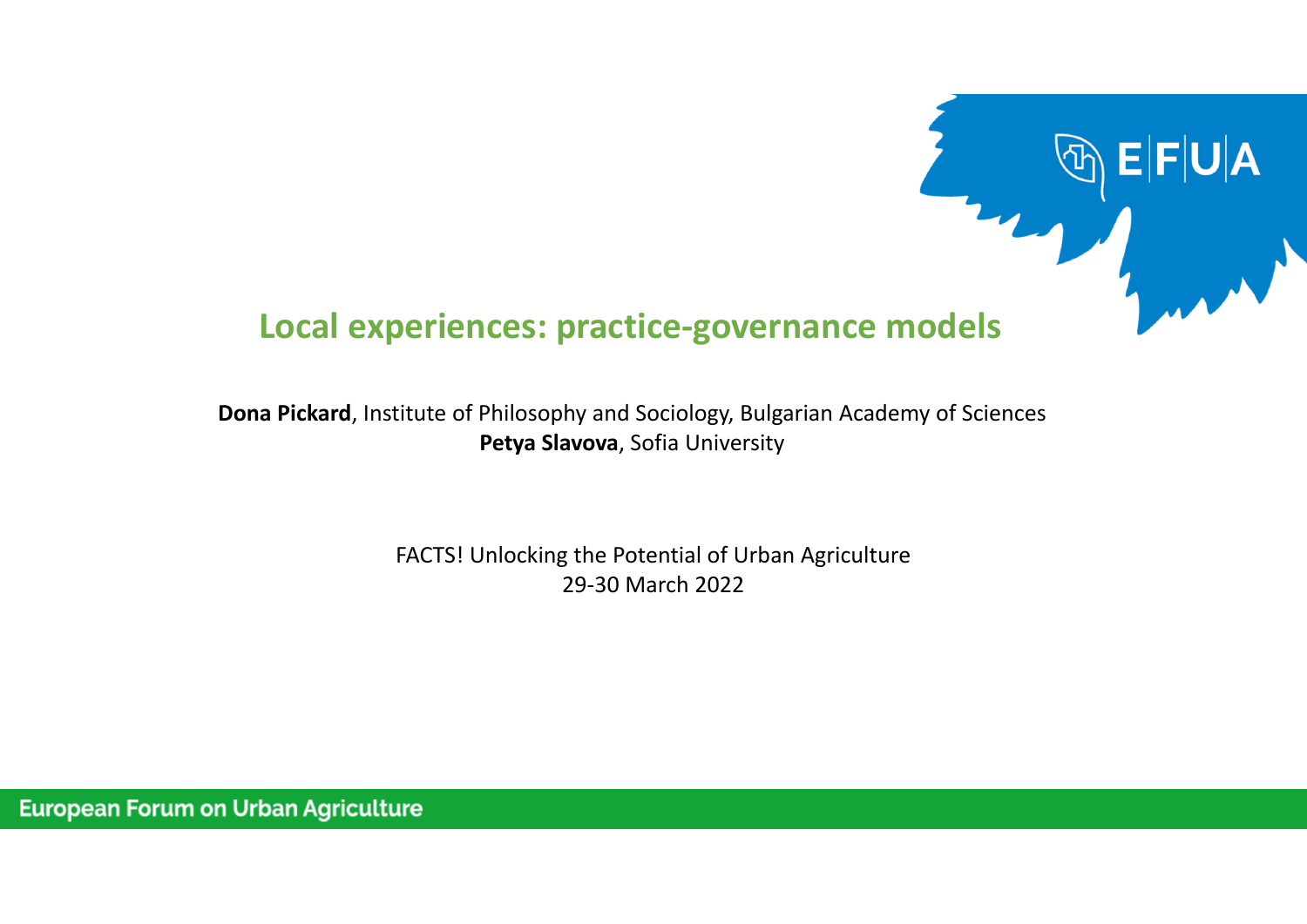# Local experiences: practice-governance models

**Dona Pickard**, Institute of Philosophy and Sociology, Bulgarian Academy of Sciences
**Petya Slavova**, Sofia University

FACTS! Unlocking the Potential of Urban Agriculture
29-30 March 2022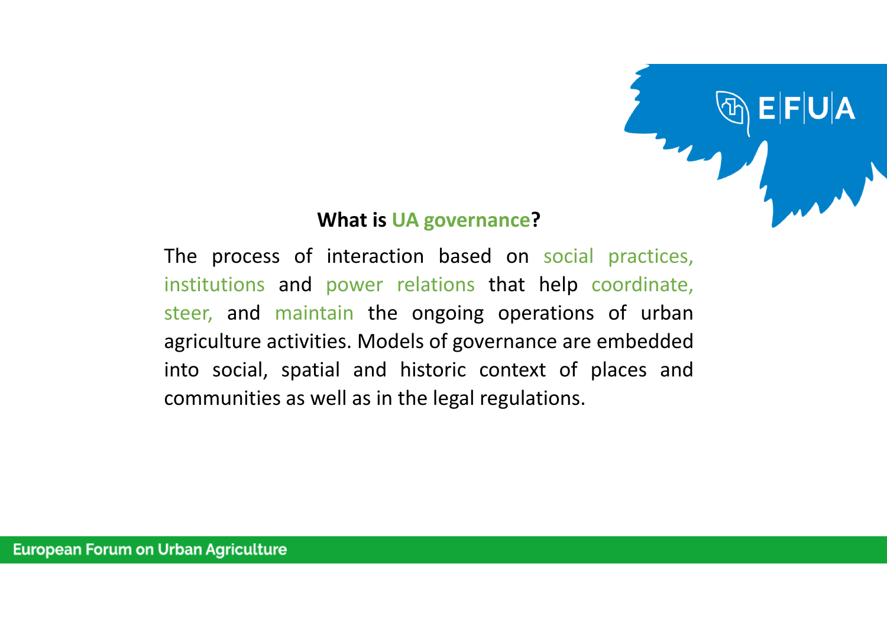## What is UA governance?

The process of interaction based on social practices, institutions and power relations that help coordinate, steer, and maintain the ongoing operations of urban agriculture activities. Models of governance are embedded into social, spatial and historic context of places and communities as well as in the legal regulations.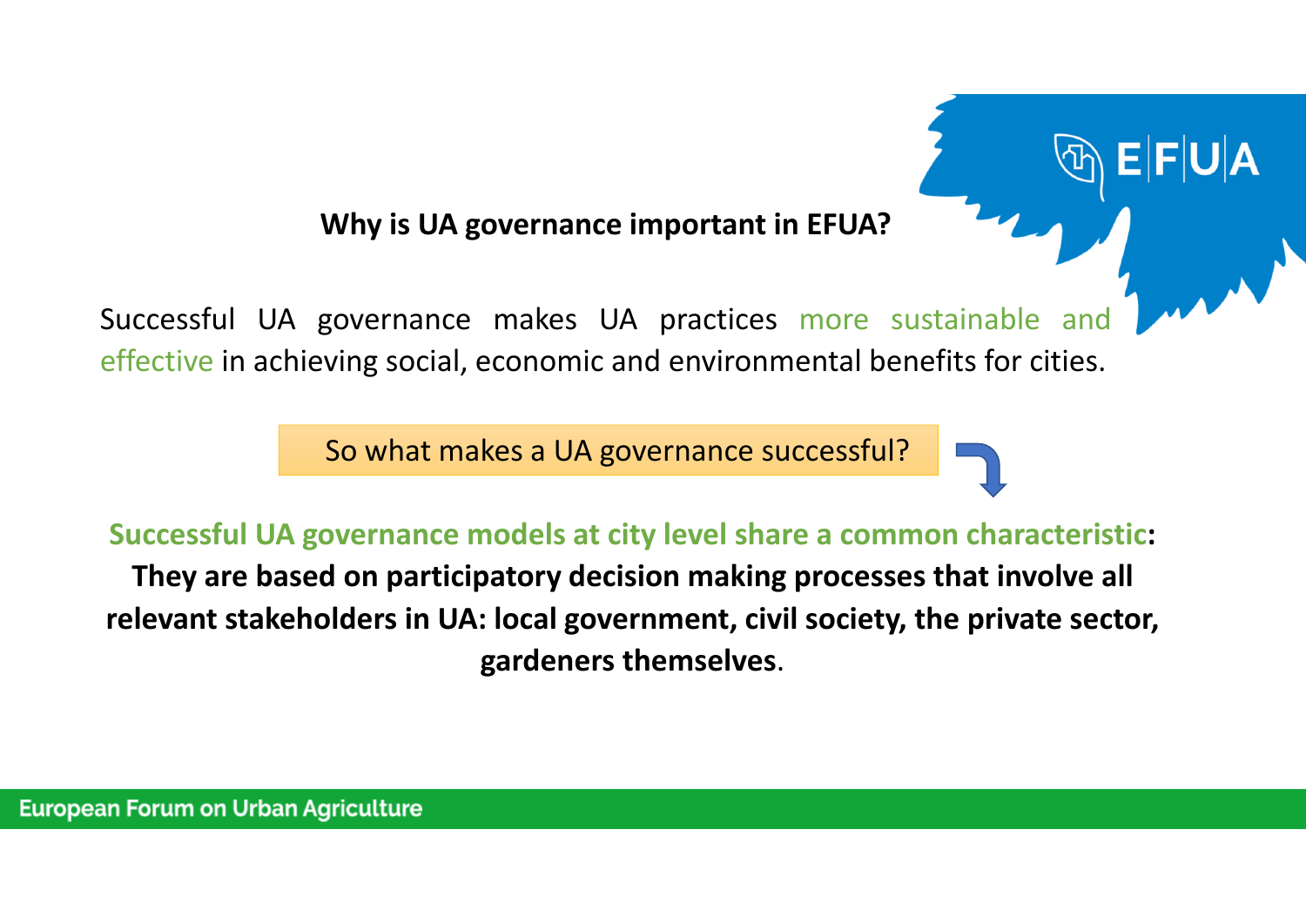## Why is UA governance important in EFUA?

Successful UA governance makes UA practices more sustainable and effective in achieving social, economic and environmental benefits for cities.

So what makes a UA governance successful?

**Successful UA governance models at city level share a common characteristic: They are based on participatory decision making processes that involve all relevant stakeholders in UA: local government, civil society, the private sector, gardeners themselves.**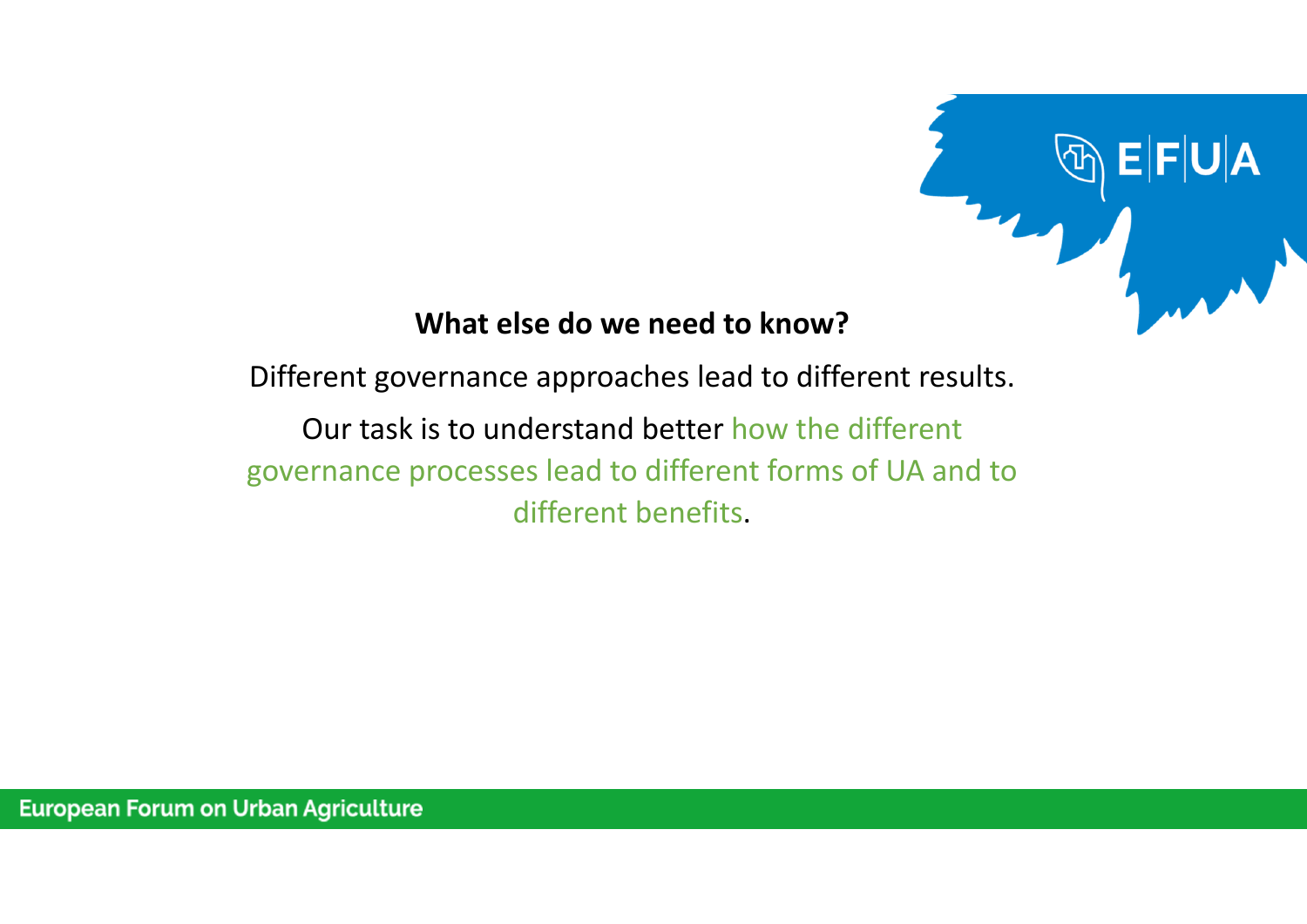**What else do we need to know?**

Different governance approaches lead to different results.

Our task is to understand better how the different governance processes lead to different forms of UA and to different benefits.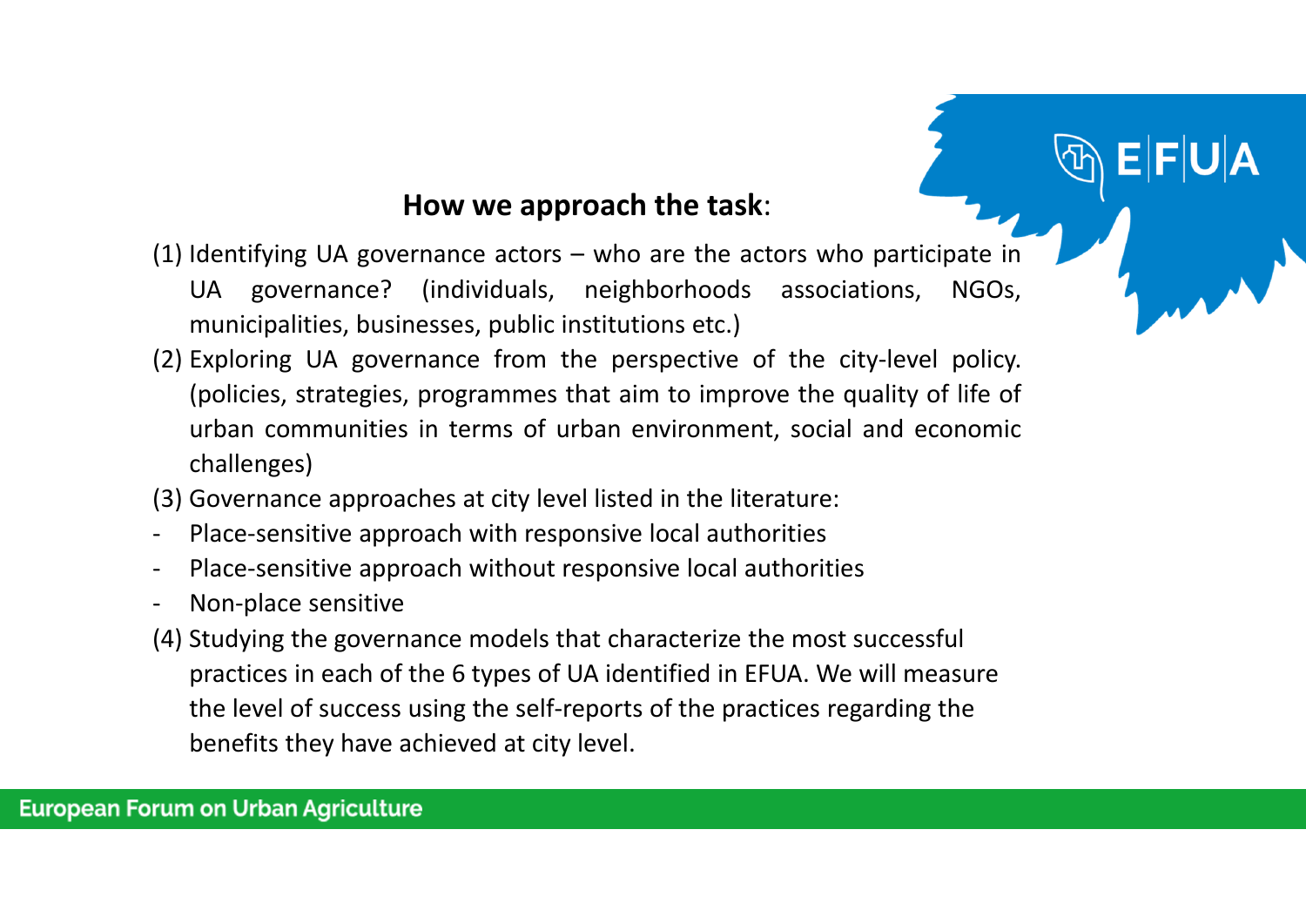**How we approach the task**:

(1) Identifying UA governance actors – who are the actors who participate in UA governance? (individuals, neighborhoods associations, NGOs, municipalities, businesses, public institutions etc.)

(2) Exploring UA governance from the perspective of the city-level policy. (policies, strategies, programmes that aim to improve the quality of life of urban communities in terms of urban environment, social and economic challenges)

(3) Governance approaches at city level listed in the literature:

- Place-sensitive approach with responsive local authorities
- Place-sensitive approach without responsive local authorities
- Non-place sensitive

(4) Studying the governance models that characterize the most successful practices in each of the 6 types of UA identified in EFUA. We will measure the level of success using the self-reports of the practices regarding the benefits they have achieved at city level.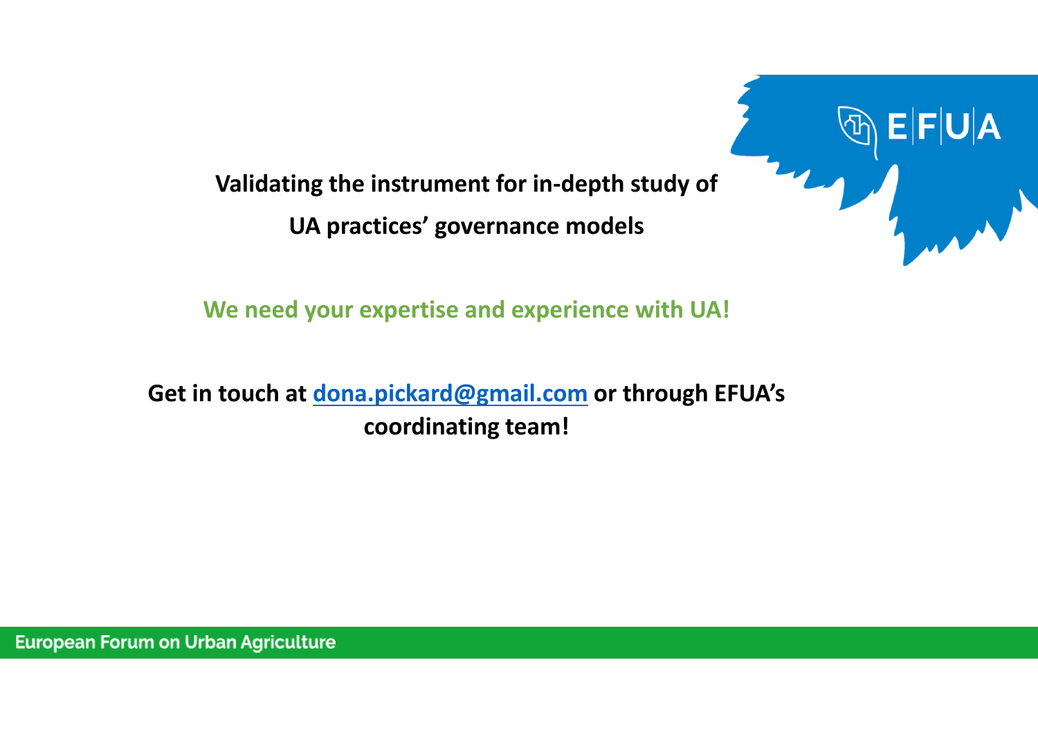**Validating the instrument for in-depth study of UA practices' governance models**

**We need your expertise and experience with UA!**

**Get in touch at [dona.pickard@gmail.com](mailto:dona.pickard@gmail.com) or through EFUA's coordinating team!**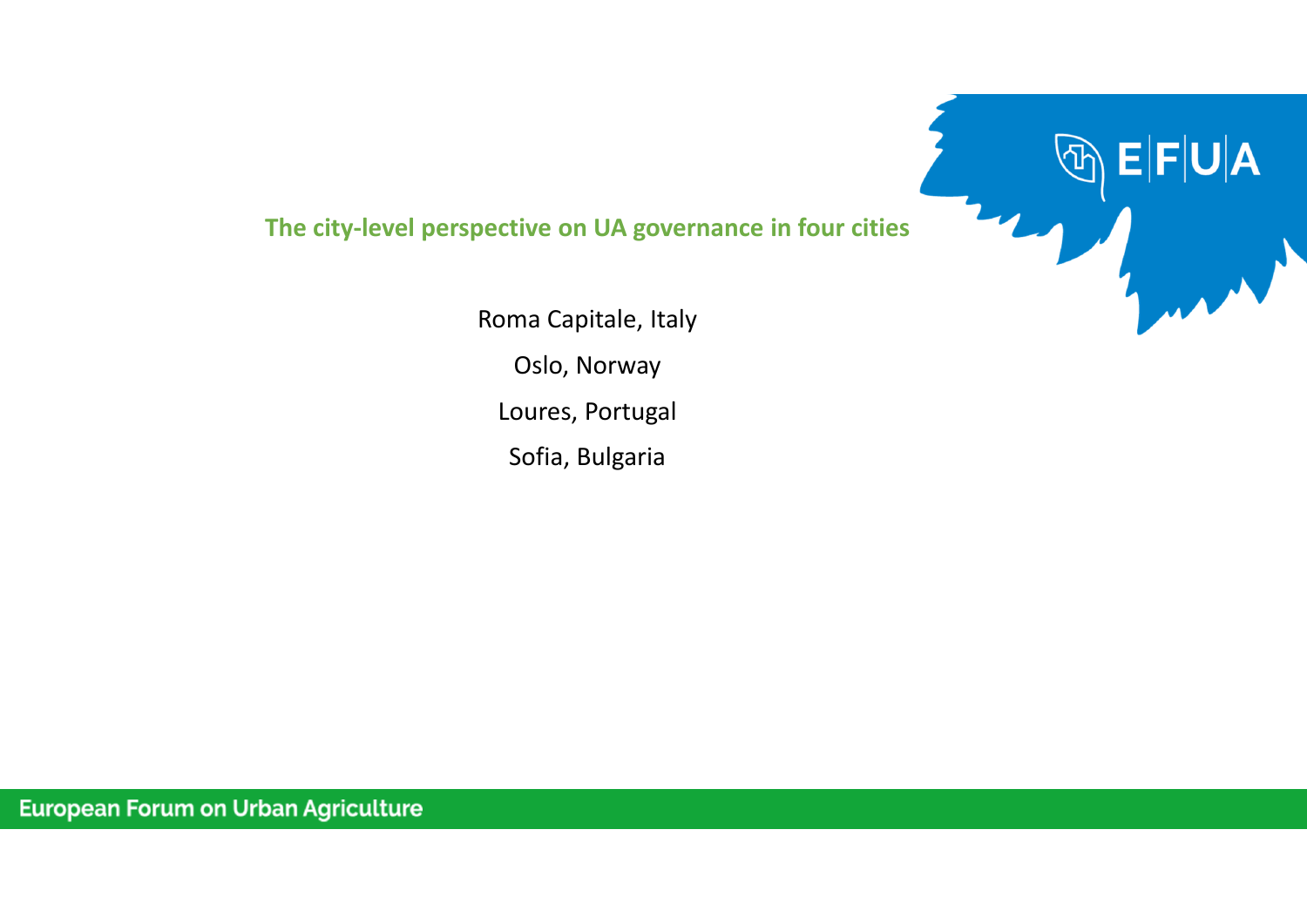## The city-level perspective on UA governance in four cities

Roma Capitale, Italy

Oslo, Norway

Loures, Portugal

Sofia, Bulgaria